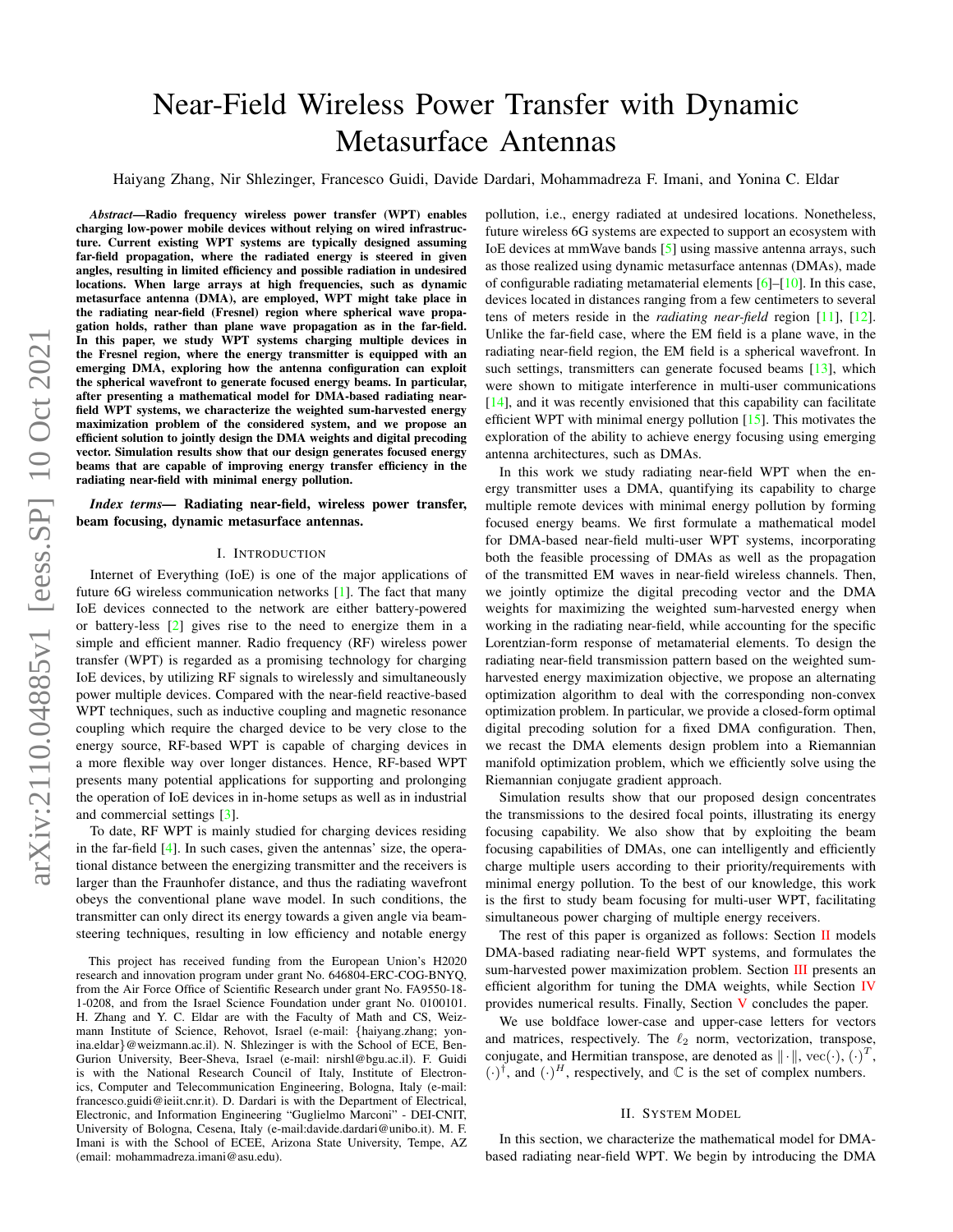# Near-Field Wireless Power Transfer with Dynamic Metasurface Antennas

Haiyang Zhang, Nir Shlezinger, Francesco Guidi, Davide Dardari, Mohammadreza F. Imani, and Yonina C. Eldar

***Abstract*—Radio frequency wireless power transfer (WPT) enables charging low-power mobile devices without relying on wired infrastructure. Current existing WPT systems are typically designed assuming far-field propagation, where the radiated energy is steered in given angles, resulting in limited efficiency and possible radiation in undesired locations. When large arrays at high frequencies, such as dynamic metasurface antenna (DMA), are employed, WPT might take place in the radiating near-field (Fresnel) region where spherical wave propagation holds, rather than plane wave propagation as in the far-field. In this paper, we study WPT systems charging multiple devices in the Fresnel region, where the energy transmitter is equipped with an emerging DMA, exploring how the antenna configuration can exploit the spherical wavefront to generate focused energy beams. In particular, after presenting a mathematical model for DMA-based radiating near-field WPT systems, we characterize the weighted sum-harvested energy maximization problem of the considered system, and we propose an efficient solution to jointly design the DMA weights and digital precoding vector. Simulation results show that our design generates focused energy beams that are capable of improving energy transfer efficiency in the radiating near-field with minimal energy pollution.**

***Index terms*— Radiating near-field, wireless power transfer, beam focusing, dynamic metasurface antennas.**

## I. Introduction

Internet of Everything (IoE) is one of the major applications of future 6G wireless communication networks [1]. The fact that many IoE devices connected to the network are either battery-powered or battery-less [2] gives rise to the need to energize them in a simple and efficient manner. Radio frequency (RF) wireless power transfer (WPT) is regarded as a promising technology for charging IoE devices, by utilizing RF signals to wirelessly and simultaneously power multiple devices. Compared with the near-field reactive-based WPT techniques, such as inductive coupling and magnetic resonance coupling which require the charged device to be very close to the energy source, RF-based WPT is capable of charging devices in a more flexible way over longer distances. Hence, RF-based WPT presents many potential applications for supporting and prolonging the operation of IoE devices in in-home setups as well as in industrial and commercial settings [3].

To date, RF WPT is mainly studied for charging devices residing in the far-field [4]. In such cases, given the antennas' size, the operational distance between the energizing transmitter and the receivers is larger than the Fraunhofer distance, and thus the radiating wavefront obeys the conventional plane wave model. In such conditions, the transmitter can only direct its energy towards a given angle via beam-steering techniques, resulting in low efficiency and notable energy pollution, i.e., energy radiated at undesired locations. Nonetheless, future wireless 6G systems are expected to support an ecosystem with IoE devices at mmWave bands [5] using massive antenna arrays, such as those realized using dynamic metasurface antennas (DMAs), made of configurable radiating metamaterial elements [6]–[10]. In this case, devices located in distances ranging from a few centimeters to several tens of meters reside in the *radiating near-field* region [11], [12]. Unlike the far-field case, where the EM field is a plane wave, in the radiating near-field region, the EM field is a spherical wavefront. In such settings, transmitters can generate focused beams [13], which were shown to mitigate interference in multi-user communications [14], and it was recently envisioned that this capability can facilitate efficient WPT with minimal energy pollution [15]. This motivates the exploration of the ability to achieve energy focusing using emerging antenna architectures, such as DMAs.

In this work we study radiating near-field WPT when the energy transmitter uses a DMA, quantifying its capability to charge multiple remote devices with minimal energy pollution by forming focused energy beams. We first formulate a mathematical model for DMA-based near-field multi-user WPT systems, incorporating both the feasible processing of DMAs as well as the propagation of the transmitted EM waves in near-field wireless channels. Then, we jointly optimize the digital precoding vector and the DMA weights for maximizing the weighted sum-harvested energy when working in the radiating near-field, while accounting for the specific Lorentzian-form response of metamaterial elements. To design the radiating near-field transmission pattern based on the weighted sum-harvested energy maximization objective, we propose an alternating optimization algorithm to deal with the corresponding non-convex optimization problem. In particular, we provide a closed-form optimal digital precoding solution for a fixed DMA configuration. Then, we recast the DMA elements design problem into a Riemannian manifold optimization problem, which we efficiently solve using the Riemannian conjugate gradient approach.

Simulation results show that our proposed design concentrates the transmissions to the desired focal points, illustrating its energy focusing capability. We also show that by exploiting the beam focusing capabilities of DMAs, one can intelligently and efficiently charge multiple users according to their priority/requirements with minimal energy pollution. To the best of our knowledge, this work is the first to study beam focusing for multi-user WPT, facilitating simultaneous power charging of multiple energy receivers.

The rest of this paper is organized as follows: Section II models DMA-based radiating near-field WPT systems, and formulates the sum-harvested power maximization problem. Section III presents an efficient algorithm for tuning the DMA weights, while Section IV provides numerical results. Finally, Section V concludes the paper.

We use boldface lower-case and upper-case letters for vectors and matrices, respectively. The $\ell_2$ norm, vectorization, transpose, conjugate, and Hermitian transpose, are denoted as $\|\cdot\|$, $\mathrm{vec}(\cdot)$, $(\cdot)^T$, $(\cdot)^\dagger$, and $(\cdot)^H$, respectively, and $\mathbb{C}$ is the set of complex numbers.

## II. System Model

In this section, we characterize the mathematical model for DMA-based radiating near-field WPT. We begin by introducing the DMA

This project has received funding from the European Union's H2020 research and innovation program under grant No. 646804-ERC-COG-BNYQ, from the Air Force Office of Scientific Research under grant No. FA9550-18-1-0208, and from the Israel Science Foundation under grant No. 0100101. H. Zhang and Y. C. Eldar are with the Faculty of Math and CS, Weizmann Institute of Science, Rehovot, Israel (e-mail: {haiyang.zhang; yonina.eldar}@weizmann.ac.il). N. Shlezinger is with the School of ECE, Ben-Gurion University, Beer-Sheva, Israel (e-mail: nirshl@bgu.ac.il). F. Guidi is with the National Research Council of Italy, Institute of Electronics, Computer and Telecommunication Engineering, Bologna, Italy (e-mail: francesco.guidi@ieiit.cnr.it). D. Dardari is with the Department of Electrical, Electronic, and Information Engineering "Guglielmo Marconi" - DEI-CNIT, University of Bologna, Cesena, Italy (e-mail:davide.dardari@unibo.it). M. F. Imani is with the School of ECEE, Arizona State University, Tempe, AZ (email: mohammadreza.imani@asu.edu).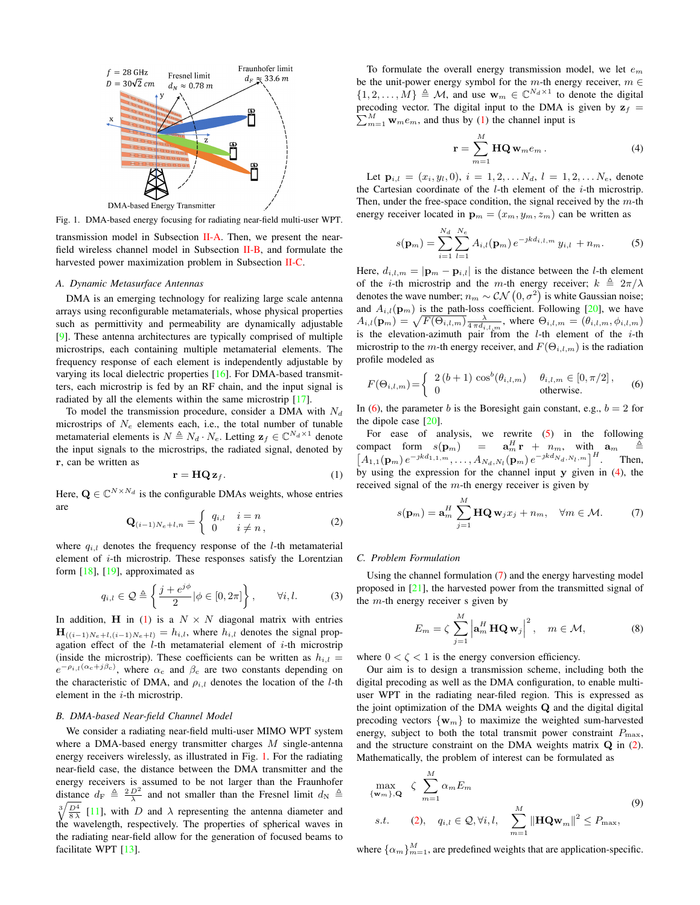Fig. 1. DMA-based energy focusing for radiating near-field multi-user WPT.

transmission model in Subsection II-A. Then, we present the near-field wireless channel model in Subsection II-B, and formulate the harvested power maximization problem in Subsection II-C.

### A. Dynamic Metasurface Antennas

DMA is an emerging technology for realizing large scale antenna arrays using reconfigurable metamaterials, whose physical properties such as permittivity and permeability are dynamically adjustable [9]. These antenna architectures are typically comprised of multiple microstrips, each containing multiple metamaterial elements. The frequency response of each element is independently adjustable by varying its local dielectric properties [16]. For DMA-based transmitters, each microstrip is fed by an RF chain, and the input signal is radiated by all the elements within the same microstrip [17].

To model the transmission procedure, consider a DMA with $N_d$ microstrips of $N_e$ elements each, i.e., the total number of tunable metamaterial elements is $N \triangleq N_d \cdot N_e$. Letting $\mathbf{z}_f \in \mathbb{C}^{N_d \times 1}$ denote the input signals to the microstrips, the radiated signal, denoted by $\mathbf{r}$, can be written as

$$\mathbf{r} = \mathbf{H}\mathbf{Q}\,\mathbf{z}_f. \tag{1}$$

Here, $\mathbf{Q} \in \mathbb{C}^{N \times N_d}$ is the configurable DMAs weights, whose entries are

$$\mathbf{Q}_{(i-1)N_e+l,n} = \begin{cases} q_{i,l} & i = n \\ 0 & i \neq n\,, \end{cases} \tag{2}$$

where $q_{i,l}$ denotes the frequency response of the $l$-th metamaterial element of $i$-th microstrip. These responses satisfy the Lorentzian form [18], [19], approximated as

$$q_{i,l} \in \mathcal{Q} \triangleq \left\{ \frac{j + e^{j\phi}}{2} | \phi \in [0, 2\pi] \right\}, \qquad \forall i, l. \tag{3}$$

In addition, $\mathbf{H}$ in (1) is a $N \times N$ diagonal matrix with entries $\mathbf{H}_{((i-1)N_e+l,(i-1)N_e+l)} = h_{i,l}$, where $h_{i,l}$ denotes the signal propagation effect of the $l$-th metamaterial element of $i$-th microstrip (inside the microstrip). These coefficients can be written as $h_{i,l} = e^{-\rho_{i,l}(\alpha_c + j\beta_c)}$, where $\alpha_c$ and $\beta_c$ are two constants depending on the characteristic of DMA, and $\rho_{i,l}$ denotes the location of the $l$-th element in the $i$-th microstrip.

### B. DMA-based Near-field Channel Model

We consider a radiating near-field multi-user MIMO WPT system where a DMA-based energy transmitter charges $M$ single-antenna energy receivers wirelessly, as illustrated in Fig. 1. For the radiating near-field case, the distance between the DMA transmitter and the energy receivers is assumed to be not larger than the Fraunhofer distance $d_F \triangleq \frac{2D^2}{\lambda}$ and not smaller than the Fresnel limit $d_N \triangleq \sqrt[3]{\frac{D^4}{8\lambda}}$ [11], with $D$ and $\lambda$ representing the antenna diameter and the wavelength, respectively. The properties of spherical waves in the radiating near-field allow for the generation of focused beams to facilitate WPT [13].

To formulate the overall energy transmission model, we let $e_m$ be the unit-power energy symbol for the $m$-th energy receiver, $m \in \{1, 2, \ldots, M\} \triangleq \mathcal{M}$, and use $\mathbf{w}_m \in \mathbb{C}^{N_d \times 1}$ to denote the digital precoding vector. The digital input to the DMA is given by $\mathbf{z}_f = \sum_{m=1}^{M} \mathbf{w}_m e_m$, and thus by (1) the channel input is

$$\mathbf{r} = \sum_{m=1}^{M} \mathbf{H}\mathbf{Q}\,\mathbf{w}_m e_m\,. \tag{4}$$

Let $\mathbf{p}_{i,l} = (x_i, y_l, 0)$, $i = 1, 2, \ldots N_d$, $l = 1, 2, \ldots N_e$, denote the Cartesian coordinate of the $l$-th element of the $i$-th microstrip. Then, under the free-space condition, the signal received by the $m$-th energy receiver located in $\mathbf{p}_m = (x_m, y_m, z_m)$ can be written as

$$s(\mathbf{p}_m) = \sum_{i=1}^{N_d} \sum_{l=1}^{N_e} A_{i,l}(\mathbf{p}_m)\, e^{-jkd_{i,l,m}}\, y_{i,l} + n_m. \tag{5}$$

Here, $d_{i,l,m} = |\mathbf{p}_m - \mathbf{p}_{i,l}|$ is the distance between the $l$-th element of the $i$-th microstrip and the $m$-th energy receiver; $k \triangleq 2\pi/\lambda$ denotes the wave number; $n_m \sim \mathcal{CN}\left(0, \sigma^2\right)$ is white Gaussian noise; and $A_{i,l}(\mathbf{p}_m)$ is the path-loss coefficient. Following [20], we have $A_{i,l}(\mathbf{p}_m) = \sqrt{F(\Theta_{i,l,m})}\frac{\lambda}{4\pi d_{i,l,m}}$, where $\Theta_{i,l,m} = (\theta_{i,l,m}, \phi_{i,l,m})$ is the elevation-azimuth pair from the $l$-th element of the $i$-th microstrip to the $m$-th energy receiver, and $F(\Theta_{i,l,m})$ is the radiation profile modeled as

$$F(\Theta_{i,l,m}) = \begin{cases} 2\,(b+1)\cos^b(\theta_{i,l,m}) & \theta_{i,l,m} \in [0, \pi/2]\,, \\ 0 & \text{otherwise.} \end{cases} \tag{6}$$

In (6), the parameter $b$ is the Boresight gain constant, e.g., $b = 2$ for the dipole case [20].

For ease of analysis, we rewrite (5) in the following compact form $s(\mathbf{p}_m) = \mathbf{a}_m^H \mathbf{r} + n_m$, with $\mathbf{a}_m \triangleq \left[A_{1,1}(\mathbf{p}_m)\, e^{-jkd_{1,1,m}}, \ldots, A_{N_d,N_l}(\mathbf{p}_m)\, e^{-jkd_{N_d,N_l,m}}\right]^H$. Then, by using the expression for the channel input $\mathbf{y}$ given in (4), the received signal of the $m$-th energy receiver is given by

$$s(\mathbf{p}_m) = \mathbf{a}_m^H \sum_{j=1}^{M} \mathbf{H}\mathbf{Q}\,\mathbf{w}_j x_j + n_m, \quad \forall m \in \mathcal{M}. \tag{7}$$

### C. Problem Formulation

Using the channel formulation (7) and the energy harvesting model proposed in [21], the harvested power from the transmitted signal of the $m$-th energy receiver s given by

$$E_m = \zeta \sum_{j=1}^{M} \left| \mathbf{a}_m^H \mathbf{H}\mathbf{Q}\,\mathbf{w}_j \right|^2, \quad m \in \mathcal{M}, \tag{8}$$

where $0 < \zeta < 1$ is the energy conversion efficiency.

Our aim is to design a transmission scheme, including both the digital precoding as well as the DMA configuration, to enable multi-user WPT in the radiating near-filed region. This is expressed as the joint optimization of the DMA weights $\mathbf{Q}$ and the digital digital precoding vectors $\{\mathbf{w}_m\}$ to maximize the weighted sum-harvested energy, subject to both the total transmit power constraint $P_{\max}$, and the structure constraint on the DMA weights matrix $\mathbf{Q}$ in (2). Mathematically, the problem of interest can be formulated as

$$\begin{aligned} \max_{\{\mathbf{w}_m\},\mathbf{Q}} \quad & \zeta \sum_{m=1}^{M} \alpha_m E_m \\ s.t. \quad & (2), \quad q_{i,l} \in \mathcal{Q}, \forall i, l, \quad \sum_{m=1}^{M} \|\mathbf{H}\mathbf{Q}\mathbf{w}_m\|^2 \leq P_{\max}, \end{aligned} \tag{9}$$

where $\{\alpha_m\}_{m=1}^{M}$, are predefined weights that are application-specific.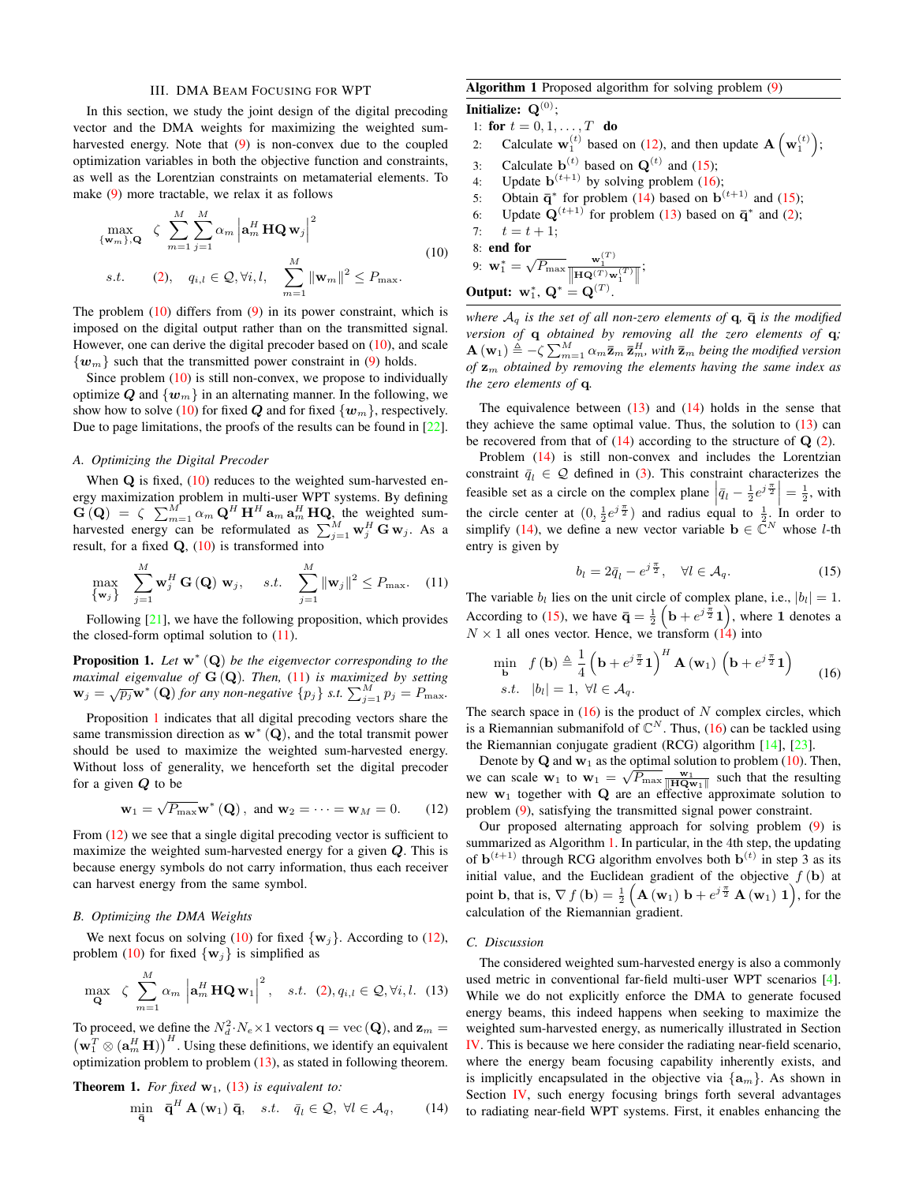## III. DMA Beam Focusing for WPT

In this section, we study the joint design of the digital precoding vector and the DMA weights for maximizing the weighted sum-harvested energy. Note that (9) is non-convex due to the coupled optimization variables in both the objective function and constraints, as well as the Lorentzian constraints on metamaterial elements. To make (9) more tractable, we relax it as follows

$$\begin{aligned} \max_{\{\mathbf{w}_m\},\mathbf{Q}} \quad & \zeta \sum_{m=1}^{M}\sum_{j=1}^{M} \alpha_m \left|\mathbf{a}_m^H \mathbf{H}\mathbf{Q}\,\mathbf{w}_j\right|^2 \\ s.t. \quad & (2), \quad q_{i,l} \in \mathcal{Q}, \forall i,l, \quad \sum_{m=1}^{M} \|\mathbf{w}_m\|^2 \le P_{\max}. \end{aligned} \tag{10}$$

The problem (10) differs from (9) in its power constraint, which is imposed on the digital output rather than on the transmitted signal. However, one can derive the digital precoder based on (10), and scale $\{\boldsymbol{w}_m\}$ such that the transmitted power constraint in (9) holds.

Since problem (10) is still non-convex, we propose to individually optimize $\boldsymbol{Q}$ and $\{\boldsymbol{w}_m\}$ in an alternating manner. In the following, we show how to solve (10) for fixed $\boldsymbol{Q}$ and for fixed $\{\boldsymbol{w}_m\}$, respectively. Due to page limitations, the proofs of the results can be found in [22].

### A. Optimizing the Digital Precoder

When $\mathbf{Q}$ is fixed, (10) reduces to the weighted sum-harvested energy maximization problem in multi-user WPT systems. By defining $\mathbf{G}(\mathbf{Q}) = \zeta \sum_{m=1}^{M} \alpha_m \mathbf{Q}^H \mathbf{H}^H \mathbf{a}_m \mathbf{a}_m^H \mathbf{H}\mathbf{Q}$, the weighted sum-harvested energy can be reformulated as $\sum_{j=1}^{M} \mathbf{w}_j^H \mathbf{G}\,\mathbf{w}_j$. As a result, for a fixed $\mathbf{Q}$, (10) is transformed into

$$\max_{\{\mathbf{w}_j\}} \quad \sum_{j=1}^{M} \mathbf{w}_j^H \mathbf{G}(\mathbf{Q})\,\mathbf{w}_j, \quad s.t. \quad \sum_{j=1}^{M} \|\mathbf{w}_j\|^2 \le P_{\max}. \tag{11}$$

Following [21], we have the following proposition, which provides the closed-form optimal solution to (11).

**Proposition 1.** *Let $\mathbf{w}^*(\mathbf{Q})$ be the eigenvector corresponding to the maximal eigenvalue of $\mathbf{G}(\mathbf{Q})$. Then, (11) is maximized by setting $\mathbf{w}_j = \sqrt{p_j}\mathbf{w}^*(\mathbf{Q})$ for any non-negative $\{p_j\}$ s.t. $\sum_{j=1}^{M} p_j = P_{\max}$.*

Proposition 1 indicates that all digital precoding vectors share the same transmission direction as $\mathbf{w}^*(\mathbf{Q})$, and the total transmit power should be used to maximize the weighted sum-harvested energy. Without loss of generality, we henceforth set the digital precoder for a given $\boldsymbol{Q}$ to be

$$\mathbf{w}_1 = \sqrt{P_{\max}}\mathbf{w}^*(\mathbf{Q}), \text{ and } \mathbf{w}_2 = \cdots = \mathbf{w}_M = 0. \tag{12}$$

From (12) we see that a single digital precoding vector is sufficient to maximize the weighted sum-harvested energy for a given $\boldsymbol{Q}$. This is because energy symbols do not carry information, thus each receiver can harvest energy from the same symbol.

### B. Optimizing the DMA Weights

We next focus on solving (10) for fixed $\{\mathbf{w}_j\}$. According to (12), problem (10) for fixed $\{\mathbf{w}_j\}$ is simplified as

$$\max_{\mathbf{Q}} \quad \zeta \sum_{m=1}^{M} \alpha_m \left|\mathbf{a}_m^H \mathbf{H}\mathbf{Q}\,\mathbf{w}_1\right|^2, \quad s.t. \quad (2), q_{i,l} \in \mathcal{Q}, \forall i,l. \tag{13}$$

To proceed, we define the $N_d^2 \cdot N_e \times 1$ vectors $\mathbf{q} = \text{vec}(\mathbf{Q})$, and $\mathbf{z}_m = \left(\mathbf{w}_1^T \otimes (\mathbf{a}_m^H \mathbf{H})\right)^H$. Using these definitions, we identify an equivalent optimization problem to problem (13), as stated in following theorem.

**Theorem 1.** *For fixed $\mathbf{w}_1$, (13) is equivalent to:*

$$\min_{\bar{\mathbf{q}}} \quad \bar{\mathbf{q}}^H \mathbf{A}(\mathbf{w}_1)\,\bar{\mathbf{q}}, \quad s.t. \quad \bar{q}_l \in \mathcal{Q}, \ \forall l \in \mathcal{A}_q, \tag{14}$$

*where $\mathcal{A}_q$ is the set of all non-zero elements of $\mathbf{q}$, $\bar{\mathbf{q}}$ is the modified version of $\mathbf{q}$ obtained by removing all the zero elements of $\mathbf{q}$; $\mathbf{A}(\mathbf{w}_1) \triangleq -\zeta \sum_{m=1}^{M} \alpha_m \bar{\mathbf{z}}_m \bar{\mathbf{z}}_m^H$, with $\bar{\mathbf{z}}_m$ being the modified version of $\mathbf{z}_m$ obtained by removing the elements having the same index as the zero elements of $\mathbf{q}$.*

The equivalence between (13) and (14) holds in the sense that they achieve the same optimal value. Thus, the solution to (13) can be recovered from that of (14) according to the structure of $\mathbf{Q}$ (2).

Problem (14) is still non-convex and includes the Lorentzian constraint $\bar{q}_l \in \mathcal{Q}$ defined in (3). This constraint characterizes the feasible set as a circle on the complex plane $\left|\bar{q}_l - \frac{1}{2}e^{j\frac{\pi}{2}}\right| = \frac{1}{2}$, with the circle center at $(0, \frac{1}{2}e^{j\frac{\pi}{2}})$ and radius equal to $\frac{1}{2}$. In order to simplify (14), we define a new vector variable $\mathbf{b} \in \mathbb{C}^N$ whose $l$-th entry is given by

$$b_l = 2\bar{q}_l - e^{j\frac{\pi}{2}}, \quad \forall l \in \mathcal{A}_q. \tag{15}$$

The variable $b_l$ lies on the unit circle of complex plane, i.e., $|b_l| = 1$. According to (15), we have $\bar{\mathbf{q}} = \frac{1}{2}\left(\mathbf{b} + e^{j\frac{\pi}{2}}\mathbf{1}\right)$, where $\mathbf{1}$ denotes a $N \times 1$ all ones vector. Hence, we transform (14) into

$$\begin{aligned} \min_{\mathbf{b}} \quad & f(\mathbf{b}) \triangleq \frac{1}{4}\left(\mathbf{b} + e^{j\frac{\pi}{2}}\mathbf{1}\right)^H \mathbf{A}(\mathbf{w}_1)\left(\mathbf{b} + e^{j\frac{\pi}{2}}\mathbf{1}\right) \\ s.t. \quad & |b_l| = 1, \ \forall l \in \mathcal{A}_q. \end{aligned} \tag{16}$$

The search space in (16) is the product of $N$ complex circles, which is a Riemannian submanifold of $\mathbb{C}^N$. Thus, (16) can be tackled using the Riemannian conjugate gradient (RCG) algorithm [14], [23].

Denote by $\mathbf{Q}$ and $\mathbf{w}_1$ as the optimal solution to problem (10). Then, we can scale $\mathbf{w}_1$ to $\mathbf{w}_1 = \sqrt{P_{\max}}\frac{\mathbf{w}_1}{\|\mathbf{H}\mathbf{Q}\mathbf{w}_1\|}$ such that the resulting new $\mathbf{w}_1$ together with $\mathbf{Q}$ are an effective approximate solution to problem (9), satisfying the transmitted signal power constraint.

Our proposed alternating approach for solving problem (9) is summarized as Algorithm 1. In particular, in the 4th step, the updating of $\mathbf{b}^{(t+1)}$ through RCG algorithm envolves both $\mathbf{b}^{(t)}$ in step 3 as its initial value, and the Euclidean gradient of the objective $f(\mathbf{b})$ at point $\mathbf{b}$, that is, $\nabla f(\mathbf{b}) = \frac{1}{2}\left(\mathbf{A}(\mathbf{w}_1)\,\mathbf{b} + e^{j\frac{\pi}{2}}\,\mathbf{A}(\mathbf{w}_1)\,\mathbf{1}\right)$, for the calculation of the Riemannian gradient.

**Algorithm 1** Proposed algorithm for solving problem (9)

**Initialize:** $\mathbf{Q}^{(0)}$;
1: **for** $t = 0, 1, \ldots, T$ **do**
2: Calculate $\mathbf{w}_1^{(t)}$ based on (12), and then update $\mathbf{A}\left(\mathbf{w}_1^{(t)}\right)$;
3: Calculate $\mathbf{b}^{(t)}$ based on $\mathbf{Q}^{(t)}$ and (15);
4: Update $\mathbf{b}^{(t+1)}$ by solving problem (16);
5: Obtain $\bar{\mathbf{q}}^*$ for problem (14) based on $\mathbf{b}^{(t+1)}$ and (15);
6: Update $\mathbf{Q}^{(t+1)}$ for problem (13) based on $\bar{\mathbf{q}}^*$ and (2);
7: $t = t + 1$;
8: **end for**
9: $\mathbf{w}_1^* = \sqrt{P_{\max}}\frac{\mathbf{w}_1^{(T)}}{\left\|\mathbf{H}\mathbf{Q}^{(T)}\mathbf{w}_1^{(T)}\right\|}$;
**Output:** $\mathbf{w}_1^*$, $\mathbf{Q}^* = \mathbf{Q}^{(T)}$.

### C. Discussion

The considered weighted sum-harvested energy is also a commonly used metric in conventional far-field multi-user WPT scenarios [4]. While we do not explicitly enforce the DMA to generate focused energy beams, this indeed happens when seeking to maximize the weighted sum-harvested energy, as numerically illustrated in Section IV. This is because we here consider the radiating near-field scenario, where the energy beam focusing capability inherently exists, and is implicitly encapsulated in the objective via $\{\mathbf{a}_m\}$. As shown in Section IV, such energy focusing brings forth several advantages to radiating near-field WPT systems. First, it enables enhancing the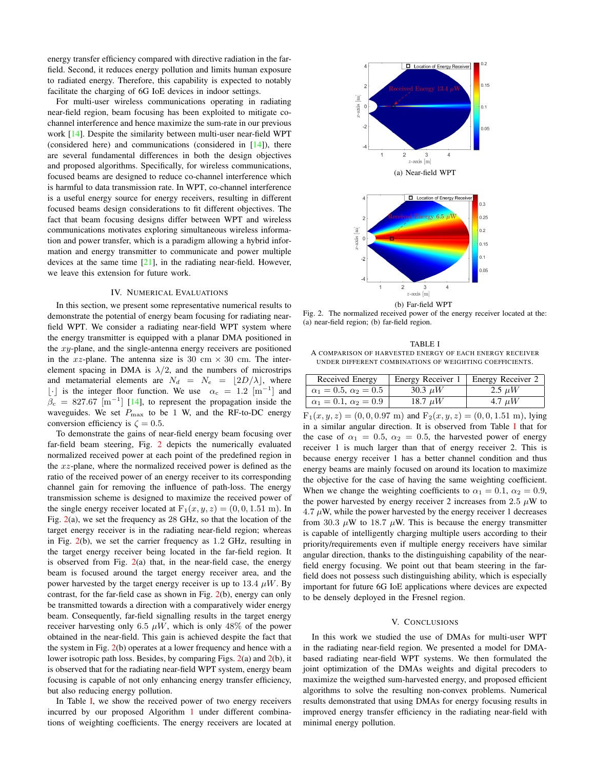energy transfer efficiency compared with directive radiation in the far-field. Second, it reduces energy pollution and limits human exposure to radiated energy. Therefore, this capability is expected to notably facilitate the charging of 6G IoE devices in indoor settings.

For multi-user wireless communications operating in radiating near-field region, beam focusing has been exploited to mitigate co-channel interference and hence maximize the sum-rate in our previous work [14]. Despite the similarity between multi-user near-field WPT (considered here) and communications (considered in [14]), there are several fundamental differences in both the design objectives and proposed algorithms. Specifically, for wireless communications, focused beams are designed to reduce co-channel interference which is harmful to data transmission rate. In WPT, co-channel interference is a useful energy source for energy receivers, resulting in different focused beams design considerations to fit different objectives. The fact that beam focusing designs differ between WPT and wireless communications motivates exploring simultaneous wireless information and power transfer, which is a paradigm allowing a hybrid information and energy transmitter to communicate and power multiple devices at the same time [21], in the radiating near-field. However, we leave this extension for future work.

## IV. Numerical Evaluations

In this section, we present some representative numerical results to demonstrate the potential of energy beam focusing for radiating near-field WPT. We consider a radiating near-field WPT system where the energy transmitter is equipped with a planar DMA positioned in the $xy$-plane, and the single-antenna energy receivers are positioned in the $xz$-plane. The antenna size is 30 cm × 30 cm. The inter-element spacing in DMA is $\lambda/2$, and the numbers of microstrips and metamaterial elements are $N_d = N_e = \lfloor 2D/\lambda \rfloor$, where $\lfloor \cdot \rfloor$ is the integer floor function. We use $\alpha_c = 1.2$ [m$^{-1}$] and $\beta_c = 827.67$ [m$^{-1}$] [14], to represent the propagation inside the waveguides. We set $P_{\max}$ to be 1 W, and the RF-to-DC energy conversion efficiency is $\zeta = 0.5$.

To demonstrate the gains of near-field energy beam focusing over far-field beam steering, Fig. 2 depicts the numerically evaluated normalized received power at each point of the predefined region in the $xz$-plane, where the normalized received power is defined as the ratio of the received power of an energy receiver to its corresponding channel gain for removing the influence of path-loss. The energy transmission scheme is designed to maximize the received power of the single energy receiver located at $\mathrm{F}_1(x, y, z) = (0, 0, 1.51 \text{ m})$. In Fig. 2(a), we set the frequency as 28 GHz, so that the location of the target energy receiver is in the radiating near-field region; whereas in Fig. 2(b), we set the carrier frequency as 1.2 GHz, resulting in the target energy receiver being located in the far-field region. It is observed from Fig. 2(a) that, in the near-field case, the energy beam is focused around the target energy receiver area, and the power harvested by the target energy receiver is up to 13.4 $\mu W$. By contrast, for the far-field case as shown in Fig. 2(b), energy can only be transmitted towards a direction with a comparatively wider energy beam. Consequently, far-field signalling results in the target energy receiver harvesting only 6.5 $\mu W$, which is only 48% of the power obtained in the near-field. This gain is achieved despite the fact that the system in Fig. 2(b) operates at a lower frequency and hence with a lower isotropic path loss. Besides, by comparing Figs. 2(a) and 2(b), it is observed that for the radiating near-field WPT system, energy beam focusing is capable of not only enhancing energy transfer efficiency, but also reducing energy pollution.

In Table I, we show the received power of two energy receivers incurred by our proposed Algorithm 1 under different combinations of weighting coefficients. The energy receivers are located at $\mathrm{F}_1(x, y, z) = (0, 0, 0.97 \text{ m})$ and $\mathrm{F}_2(x, y, z) = (0, 0, 1.51 \text{ m})$, lying in a similar angular direction. It is observed from Table I that for the case of $\alpha_1 = 0.5$, $\alpha_2 = 0.5$, the harvested power of energy receiver 1 is much larger than that of energy receiver 2. This is because energy receiver 1 has a better channel condition and thus energy beams are mainly focused on around its location to maximize the objective for the case of having the same weighting coefficient. When we change the weighting coefficients to $\alpha_1 = 0.1$, $\alpha_2 = 0.9$, the power harvested by energy receiver 2 increases from 2.5 $\mu$W to 4.7 $\mu$W, while the power harvested by the energy receiver 1 decreases from 30.3 $\mu$W to 18.7 $\mu$W. This is because the energy transmitter is capable of intelligently charging multiple users according to their priority/requirements even if multiple energy receivers have similar angular direction, thanks to the distinguishing capability of the near-field energy focusing. We point out that beam steering in the far-field does not possess such distinguishing ability, which is especially important for future 6G IoE applications where devices are expected to be densely deployed in the Fresnel region.

(a) Near-field WPT

(b) Far-field WPT

Fig. 2. The normalized received power of the energy receiver located at the: (a) near-field region; (b) far-field region.

TABLE I
A comparison of harvested energy of each energy receiver under different combinations of weighting coefficients.

| Received Energy | Energy Receiver 1 | Energy Receiver 2 |
| --- | --- | --- |
| $\alpha_1 = 0.5$, $\alpha_2 = 0.5$ | 30.3 $\mu W$ | 2.5 $\mu W$ |
| $\alpha_1 = 0.1$, $\alpha_2 = 0.9$ | 18.7 $\mu W$ | 4.7 $\mu W$ |

## V. Conclusions

In this work we studied the use of DMAs for multi-user WPT in the radiating near-field region. We presented a model for DMA-based radiating near-field WPT systems. We then formulated the joint optimization of the DMAs weights and digital precoders to maximize the weigthed sum-harvested energy, and proposed efficient algorithms to solve the resulting non-convex problems. Numerical results demonstrated that using DMAs for energy focusing results in improved energy transfer efficiency in the radiating near-field with minimal energy pollution.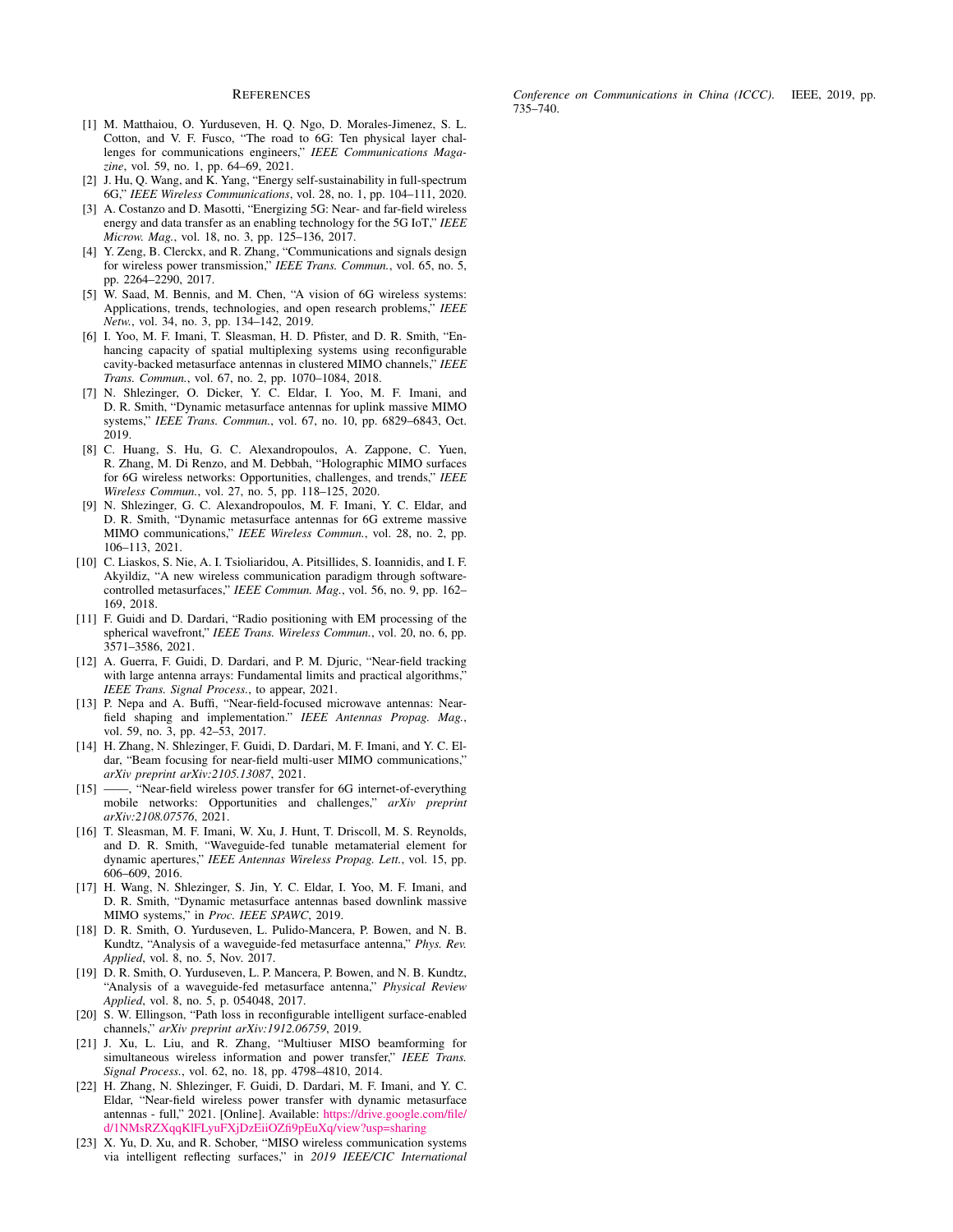## References

[1] M. Matthaiou, O. Yurduseven, H. Q. Ngo, D. Morales-Jimenez, S. L. Cotton, and V. F. Fusco, "The road to 6G: Ten physical layer challenges for communications engineers," *IEEE Communications Magazine*, vol. 59, no. 1, pp. 64–69, 2021.

[2] J. Hu, Q. Wang, and K. Yang, "Energy self-sustainability in full-spectrum 6G," *IEEE Wireless Communications*, vol. 28, no. 1, pp. 104–111, 2020.

[3] A. Costanzo and D. Masotti, "Energizing 5G: Near- and far-field wireless energy and data transfer as an enabling technology for the 5G IoT," *IEEE Microw. Mag.*, vol. 18, no. 3, pp. 125–136, 2017.

[4] Y. Zeng, B. Clerckx, and R. Zhang, "Communications and signals design for wireless power transmission," *IEEE Trans. Commun.*, vol. 65, no. 5, pp. 2264–2290, 2017.

[5] W. Saad, M. Bennis, and M. Chen, "A vision of 6G wireless systems: Applications, trends, technologies, and open research problems," *IEEE Netw.*, vol. 34, no. 3, pp. 134–142, 2019.

[6] I. Yoo, M. F. Imani, T. Sleasman, H. D. Pfister, and D. R. Smith, "Enhancing capacity of spatial multiplexing systems using reconfigurable cavity-backed metasurface antennas in clustered MIMO channels," *IEEE Trans. Commun.*, vol. 67, no. 2, pp. 1070–1084, 2018.

[7] N. Shlezinger, O. Dicker, Y. C. Eldar, I. Yoo, M. F. Imani, and D. R. Smith, "Dynamic metasurface antennas for uplink massive MIMO systems," *IEEE Trans. Commun.*, vol. 67, no. 10, pp. 6829–6843, Oct. 2019.

[8] C. Huang, S. Hu, G. C. Alexandropoulos, A. Zappone, C. Yuen, R. Zhang, M. Di Renzo, and M. Debbah, "Holographic MIMO surfaces for 6G wireless networks: Opportunities, challenges, and trends," *IEEE Wireless Commun.*, vol. 27, no. 5, pp. 118–125, 2020.

[9] N. Shlezinger, G. C. Alexandropoulos, M. F. Imani, Y. C. Eldar, and D. R. Smith, "Dynamic metasurface antennas for 6G extreme massive MIMO communications," *IEEE Wireless Commun.*, vol. 28, no. 2, pp. 106–113, 2021.

[10] C. Liaskos, S. Nie, A. I. Tsioliaridou, A. Pitsillides, S. Ioannidis, and I. F. Akyildiz, "A new wireless communication paradigm through software-controlled metasurfaces," *IEEE Commun. Mag.*, vol. 56, no. 9, pp. 162–169, 2018.

[11] F. Guidi and D. Dardari, "Radio positioning with EM processing of the spherical wavefront," *IEEE Trans. Wireless Commun.*, vol. 20, no. 6, pp. 3571–3586, 2021.

[12] A. Guerra, F. Guidi, D. Dardari, and P. M. Djuric, "Near-field tracking with large antenna arrays: Fundamental limits and practical algorithms," *IEEE Trans. Signal Process.*, to appear, 2021.

[13] P. Nepa and A. Buffi, "Near-field-focused microwave antennas: Near-field shaping and implementation." *IEEE Antennas Propag. Mag.*, vol. 59, no. 3, pp. 42–53, 2017.

[14] H. Zhang, N. Shlezinger, F. Guidi, D. Dardari, M. F. Imani, and Y. C. Eldar, "Beam focusing for near-field multi-user MIMO communications," *arXiv preprint arXiv:2105.13087*, 2021.

[15] ——, "Near-field wireless power transfer for 6G internet-of-everything mobile networks: Opportunities and challenges," *arXiv preprint arXiv:2108.07576*, 2021.

[16] T. Sleasman, M. F. Imani, W. Xu, J. Hunt, T. Driscoll, M. S. Reynolds, and D. R. Smith, "Waveguide-fed tunable metamaterial element for dynamic apertures," *IEEE Antennas Wireless Propag. Lett.*, vol. 15, pp. 606–609, 2016.

[17] H. Wang, N. Shlezinger, S. Jin, Y. C. Eldar, I. Yoo, M. F. Imani, and D. R. Smith, "Dynamic metasurface antennas based downlink massive MIMO systems," in *Proc. IEEE SPAWC*, 2019.

[18] D. R. Smith, O. Yurduseven, L. Pulido-Mancera, P. Bowen, and N. B. Kundtz, "Analysis of a waveguide-fed metasurface antenna," *Phys. Rev. Applied*, vol. 8, no. 5, Nov. 2017.

[19] D. R. Smith, O. Yurduseven, L. P. Mancera, P. Bowen, and N. B. Kundtz, "Analysis of a waveguide-fed metasurface antenna," *Physical Review Applied*, vol. 8, no. 5, p. 054048, 2017.

[20] S. W. Ellingson, "Path loss in reconfigurable intelligent surface-enabled channels," *arXiv preprint arXiv:1912.06759*, 2019.

[21] J. Xu, L. Liu, and R. Zhang, "Multiuser MISO beamforming for simultaneous wireless information and power transfer," *IEEE Trans. Signal Process.*, vol. 62, no. 18, pp. 4798–4810, 2014.

[22] H. Zhang, N. Shlezinger, F. Guidi, D. Dardari, M. F. Imani, and Y. C. Eldar, "Near-field wireless power transfer with dynamic metasurface antennas - full," 2021. [Online]. Available: https://drive.google.com/file/d/1NMsRZXqqKlFLyuFXjDzEiiOZfi9pEuXq/view?usp=sharing

[23] X. Yu, D. Xu, and R. Schober, "MISO wireless communication systems via intelligent reflecting surfaces," in *2019 IEEE/CIC International Conference on Communications in China (ICCC)*. IEEE, 2019, pp. 735–740.